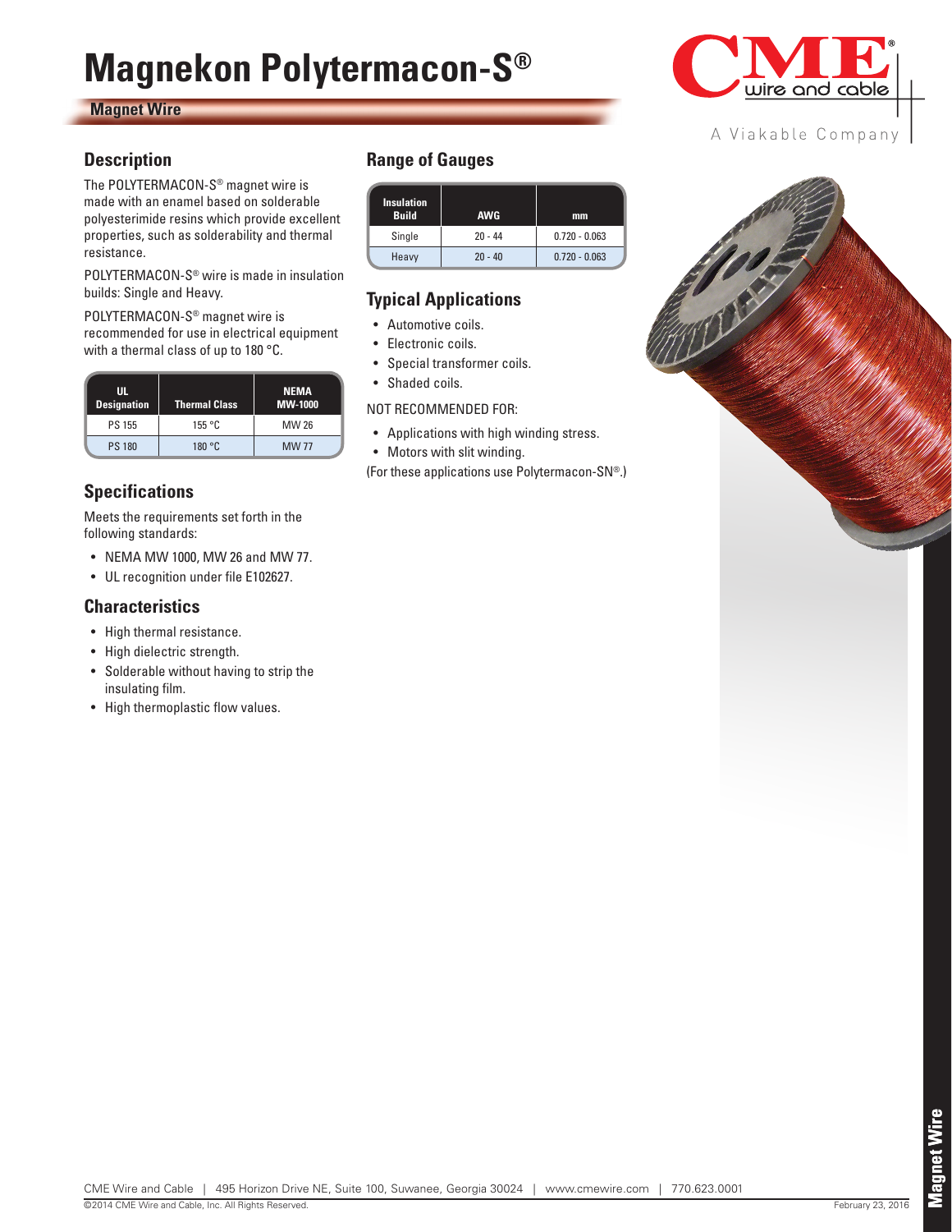# Magnekon Polytermacon-S®

**Magnet Wire**

## Description

The POLYTERMACON-S® magnet wire is made with an enamel based on solderable polyesterimide resins which provide excellent properties, such as solderability and thermal resistance.

POLYTERMACON-S® wire is made in insulation builds: Single and Heavy.

POLYTERMACON-S® magnet wire is recommended for use in electrical equipment with a thermal class of up to 180 °C.

| UL Designation | Thermal Class | NEMA MW-1000 |
|---|---|---|
| PS 155 | 155 °C | MW 26 |
| PS 180 | 180 °C | MW 77 |

## Specifications

Meets the requirements set forth in the following standards:

- NEMA MW 1000, MW 26 and MW 77.
- UL recognition under file E102627.

## Characteristics

- High thermal resistance.
- High dielectric strength.
- Solderable without having to strip the insulating film.
- High thermoplastic flow values.

## Range of Gauges

| Insulation Build | AWG | mm |
|---|---|---|
| Single | 20 - 44 | 0.720 - 0.063 |
| Heavy | 20 - 40 | 0.720 - 0.063 |

## Typical Applications

- Automotive coils.
- Electronic coils.
- Special transformer coils.
- Shaded coils.

NOT RECOMMENDED FOR:

- Applications with high winding stress.
- Motors with slit winding.

(For these applications use Polytermacon-SN®.)

CME Wire and Cable | 495 Horizon Drive NE, Suite 100, Suwanee, Georgia 30024 | www.cmewire.com | 770.623.0001

©2014 CME Wire and Cable, Inc. All Rights Reserved. February 23, 2016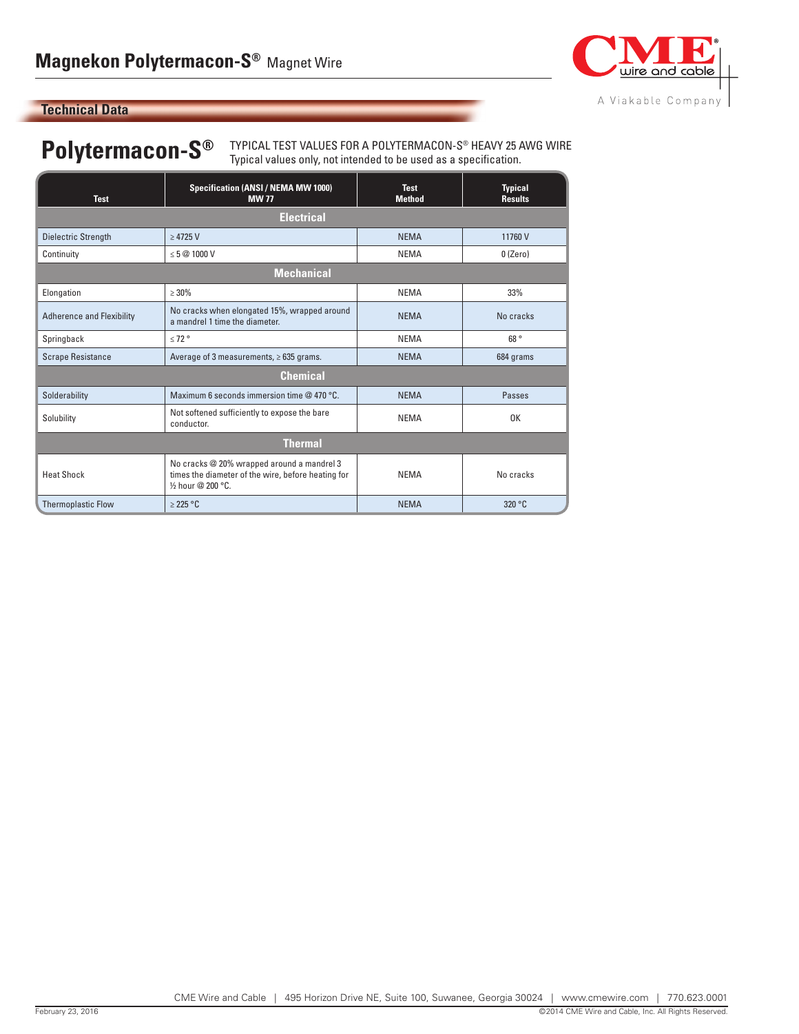# Magnekon Polytermacon-S® Magnet Wire

## Technical Data

## Polytermacon-S®

TYPICAL TEST VALUES FOR A POLYTERMACON-S® HEAVY 25 AWG WIRE
Typical values only, not intended to be used as a specification.

| Test | Specification (ANSI / NEMA MW 1000) MW 77 | Test Method | Typical Results |
|---|---|---|---|
| **Electrical** | | | |
| Dielectric Strength | ≥ 4725 V | NEMA | 11760 V |
| Continuity | ≤ 5 @ 1000 V | NEMA | 0 (Zero) |
| **Mechanical** | | | |
| Elongation | ≥ 30% | NEMA | 33% |
| Adherence and Flexibility | No cracks when elongated 15%, wrapped around a mandrel 1 time the diameter. | NEMA | No cracks |
| Springback | ≤ 72 ° | NEMA | 68 ° |
| Scrape Resistance | Average of 3 measurements, ≥ 635 grams. | NEMA | 684 grams |
| **Chemical** | | | |
| Solderability | Maximum 6 seconds immersion time @ 470 °C. | NEMA | Passes |
| Solubility | Not softened sufficiently to expose the bare conductor. | NEMA | OK |
| **Thermal** | | | |
| Heat Shock | No cracks @ 20% wrapped around a mandrel 3 times the diameter of the wire, before heating for ½ hour @ 200 °C. | NEMA | No cracks |
| Thermoplastic Flow | ≥ 225 °C | NEMA | 320 °C |

CME Wire and Cable | 495 Horizon Drive NE, Suite 100, Suwanee, Georgia 30024 | www.cmewire.com | 770.623.0001

February 23, 2016

©2014 CME Wire and Cable, Inc. All Rights Reserved.